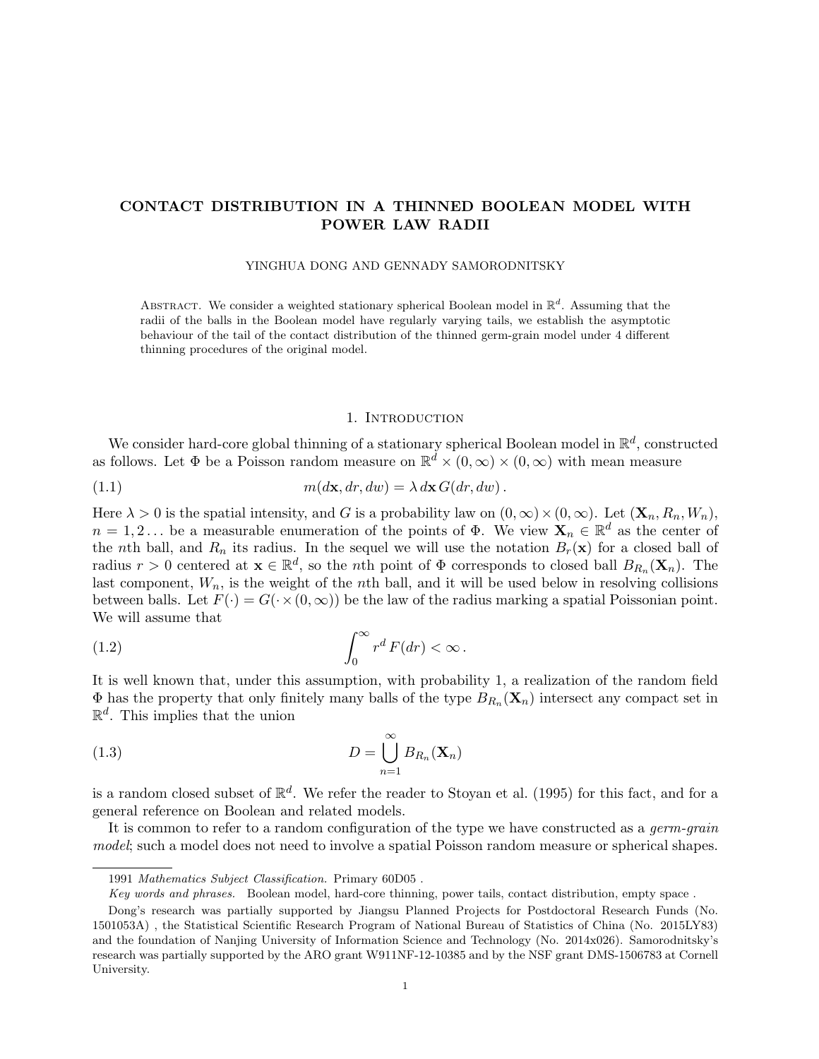# CONTACT DISTRIBUTION IN A THINNED BOOLEAN MODEL WITH POWER LAW RADII

YINGHUA DONG AND GENNADY SAMORODNITSKY

Abstract. We consider a weighted stationary spherical Boolean model in $\mathbb{R}^d$. Assuming that the radii of the balls in the Boolean model have regularly varying tails, we establish the asymptotic behaviour of the tail of the contact distribution of the thinned germ-grain model under 4 different thinning procedures of the original model.

## 1. Introduction

We consider hard-core global thinning of a stationary spherical Boolean model in $\mathbb{R}^d$, constructed as follows. Let $\Phi$ be a Poisson random measure on $\mathbb{R}^d \times (0,\infty) \times (0,\infty)$ with mean measure

$$m(d\mathbf{x}, dr, dw) = \lambda \, d\mathbf{x} \, G(dr, dw) \,. \tag{1.1}$$

Here $\lambda > 0$ is the spatial intensity, and $G$ is a probability law on $(0,\infty) \times (0,\infty)$. Let $(\mathbf{X}_n, R_n, W_n)$, $n = 1, 2 \ldots$ be a measurable enumeration of the points of $\Phi$. We view $\mathbf{X}_n \in \mathbb{R}^d$ as the center of the $n$th ball, and $R_n$ its radius. In the sequel we will use the notation $B_r(\mathbf{x})$ for a closed ball of radius $r > 0$ centered at $\mathbf{x} \in \mathbb{R}^d$, so the $n$th point of $\Phi$ corresponds to closed ball $B_{R_n}(\mathbf{X}_n)$. The last component, $W_n$, is the weight of the $n$th ball, and it will be used below in resolving collisions between balls. Let $F(\cdot) = G(\cdot \times (0,\infty))$ be the law of the radius marking a spatial Poissonian point. We will assume that

$$\int_0^\infty r^d \, F(dr) < \infty \,. \tag{1.2}$$

It is well known that, under this assumption, with probability 1, a realization of the random field $\Phi$ has the property that only finitely many balls of the type $B_{R_n}(\mathbf{X}_n)$ intersect any compact set in $\mathbb{R}^d$. This implies that the union

$$D = \bigcup_{n=1}^{\infty} B_{R_n}(\mathbf{X}_n) \tag{1.3}$$

is a random closed subset of $\mathbb{R}^d$. We refer the reader to Stoyan et al. (1995) for this fact, and for a general reference on Boolean and related models.

It is common to refer to a random configuration of the type we have constructed as a *germ-grain model*; such a model does not need to involve a spatial Poisson random measure or spherical shapes.

---

1991 *Mathematics Subject Classification.* Primary 60D05 .

*Key words and phrases.* Boolean model, hard-core thinning, power tails, contact distribution, empty space .

Dong's research was partially supported by Jiangsu Planned Projects for Postdoctoral Research Funds (No. 1501053A) , the Statistical Scientific Research Program of National Bureau of Statistics of China (No. 2015LY83) and the foundation of Nanjing University of Information Science and Technology (No. 2014x026). Samorodnitsky's research was partially supported by the ARO grant W911NF-12-10385 and by the NSF grant DMS-1506783 at Cornell University.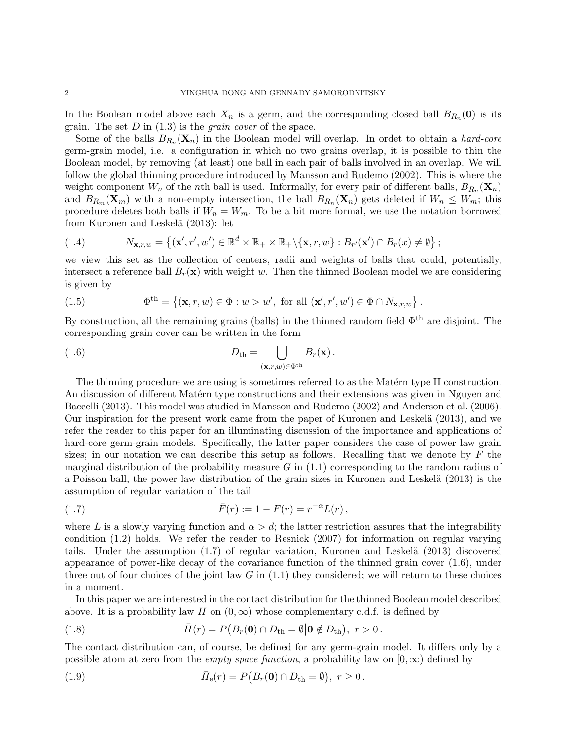In the Boolean model above each $X_n$ is a germ, and the corresponding closed ball $B_{R_n}(\mathbf{0})$ is its grain. The set $D$ in (1.3) is the *grain cover* of the space.

Some of the balls $B_{R_n}(\mathbf{X}_n)$ in the Boolean model will overlap. In ordet to obtain a *hard-core* germ-grain model, i.e. a configuration in which no two grains overlap, it is possible to thin the Boolean model, by removing (at least) one ball in each pair of balls involved in an overlap. We will follow the global thinning procedure introduced by Mansson and Rudemo (2002). This is where the weight component $W_n$ of the $n$th ball is used. Informally, for every pair of different balls, $B_{R_n}(\mathbf{X}_n)$ and $B_{R_m}(\mathbf{X}_m)$ with a non-empty intersection, the ball $B_{R_n}(\mathbf{X}_n)$ gets deleted if $W_n \leq W_m$; this procedure deletes both balls if $W_n = W_m$. To be a bit more formal, we use the notation borrowed from Kuronen and Leskelä (2013): let

$$N_{\mathbf{x},r,w} = \left\{(\mathbf{x}', r', w') \in \mathbb{R}^d \times \mathbb{R}_+ \times \mathbb{R}_+ \backslash \{\mathbf{x}, r, w\} : B_{r'}(\mathbf{x}') \cap B_r(x) \neq \emptyset \right\}; \tag{1.4}$$

we view this set as the collection of centers, radii and weights of balls that could, potentially, intersect a reference ball $B_r(\mathbf{x})$ with weight $w$. Then the thinned Boolean model we are considering is given by

$$\Phi^{\mathrm{th}} = \left\{(\mathbf{x}, r, w) \in \Phi : w > w', \text{ for all } (\mathbf{x}', r', w') \in \Phi \cap N_{\mathbf{x},r,w}\right\}. \tag{1.5}$$

By construction, all the remaining grains (balls) in the thinned random field $\Phi^{\mathrm{th}}$ are disjoint. The corresponding grain cover can be written in the form

$$D_{\mathrm{th}} = \bigcup_{(\mathbf{x},r,w)\in\Phi^{\mathrm{th}}} B_r(\mathbf{x}). \tag{1.6}$$

The thinning procedure we are using is sometimes referred to as the Matérn type II construction. An discussion of different Matérn type constructions and their extensions was given in Nguyen and Baccelli (2013). This model was studied in Mansson and Rudemo (2002) and Anderson et al. (2006). Our inspiration for the present work came from the paper of Kuronen and Leskelä (2013), and we refer the reader to this paper for an illuminating discussion of the importance and applications of hard-core germ-grain models. Specifically, the latter paper considers the case of power law grain sizes; in our notation we can describe this setup as follows. Recalling that we denote by $F$ the marginal distribution of the probability measure $G$ in (1.1) corresponding to the random radius of a Poisson ball, the power law distribution of the grain sizes in Kuronen and Leskelä (2013) is the assumption of regular variation of the tail

$$\bar{F}(r) := 1 - F(r) = r^{-\alpha} L(r), \tag{1.7}$$

where $L$ is a slowly varying function and $\alpha > d$; the latter restriction assures that the integrability condition (1.2) holds. We refer the reader to Resnick (2007) for information on regular varying tails. Under the assumption (1.7) of regular variation, Kuronen and Leskelä (2013) discovered appearance of power-like decay of the covariance function of the thinned grain cover (1.6), under three out of four choices of the joint law $G$ in (1.1) they considered; we will return to these choices in a moment.

In this paper we are interested in the contact distribution for the thinned Boolean model described above. It is a probability law $H$ on $(0, \infty)$ whose complementary c.d.f. is defined by

$$\bar{H}(r) = P\big(B_r(\mathbf{0}) \cap D_{\mathrm{th}} = \emptyset \big| \mathbf{0} \notin D_{\mathrm{th}}\big), \ r > 0. \tag{1.8}$$

The contact distribution can, of course, be defined for any germ-grain model. It differs only by a possible atom at zero from the *empty space function*, a probability law on $[0, \infty)$ defined by

$$\bar{H}_{\mathrm{e}}(r) = P\big(B_r(\mathbf{0}) \cap D_{\mathrm{th}} = \emptyset\big), \ r \geq 0. \tag{1.9}$$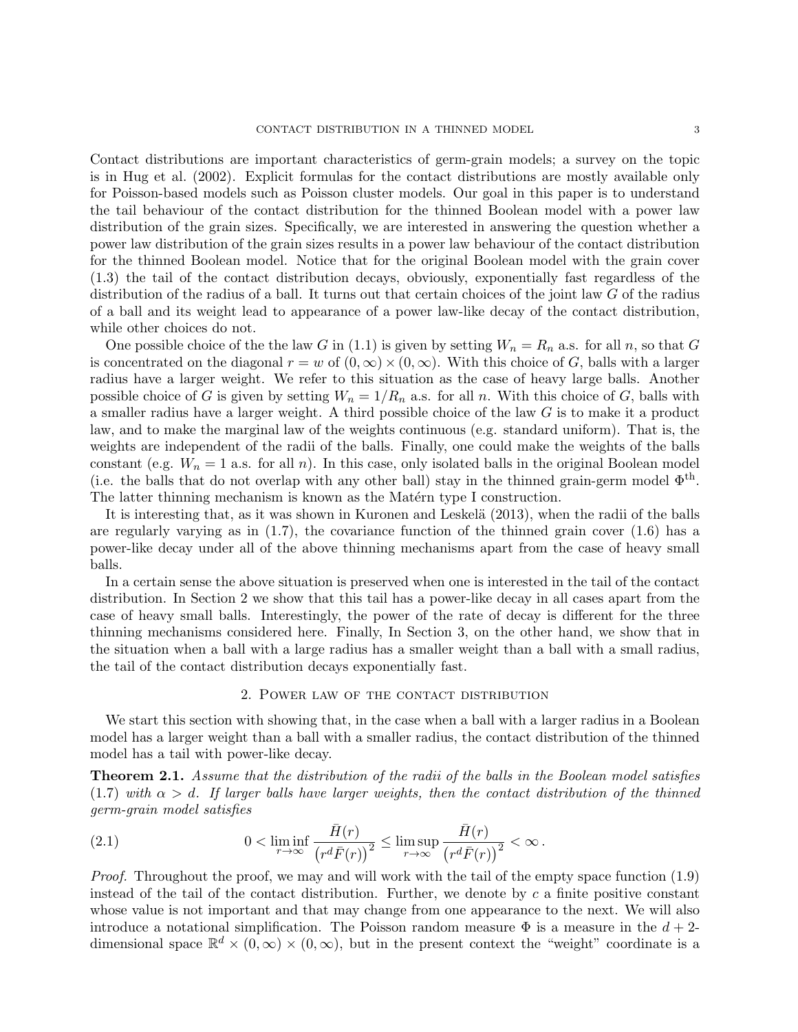Contact distributions are important characteristics of germ-grain models; a survey on the topic is in Hug et al. (2002). Explicit formulas for the contact distributions are mostly available only for Poisson-based models such as Poisson cluster models. Our goal in this paper is to understand the tail behaviour of the contact distribution for the thinned Boolean model with a power law distribution of the grain sizes. Specifically, we are interested in answering the question whether a power law distribution of the grain sizes results in a power law behaviour of the contact distribution for the thinned Boolean model. Notice that for the original Boolean model with the grain cover (1.3) the tail of the contact distribution decays, obviously, exponentially fast regardless of the distribution of the radius of a ball. It turns out that certain choices of the joint law $G$ of the radius of a ball and its weight lead to appearance of a power law-like decay of the contact distribution, while other choices do not.

One possible choice of the the law $G$ in (1.1) is given by setting $W_n = R_n$ a.s. for all $n$, so that $G$ is concentrated on the diagonal $r = w$ of $(0, \infty) \times (0, \infty)$. With this choice of $G$, balls with a larger radius have a larger weight. We refer to this situation as the case of heavy large balls. Another possible choice of $G$ is given by setting $W_n = 1/R_n$ a.s. for all $n$. With this choice of $G$, balls with a smaller radius have a larger weight. A third possible choice of the law $G$ is to make it a product law, and to make the marginal law of the weights continuous (e.g. standard uniform). That is, the weights are independent of the radii of the balls. Finally, one could make the weights of the balls constant (e.g. $W_n = 1$ a.s. for all $n$). In this case, only isolated balls in the original Boolean model (i.e. the balls that do not overlap with any other ball) stay in the thinned grain-germ model $\Phi^{\text{th}}$. The latter thinning mechanism is known as the Matérn type I construction.

It is interesting that, as it was shown in Kuronen and Leskelä (2013), when the radii of the balls are regularly varying as in (1.7), the covariance function of the thinned grain cover (1.6) has a power-like decay under all of the above thinning mechanisms apart from the case of heavy small balls.

In a certain sense the above situation is preserved when one is interested in the tail of the contact distribution. In Section 2 we show that this tail has a power-like decay in all cases apart from the case of heavy small balls. Interestingly, the power of the rate of decay is different for the three thinning mechanisms considered here. Finally, In Section 3, on the other hand, we show that in the situation when a ball with a large radius has a smaller weight than a ball with a small radius, the tail of the contact distribution decays exponentially fast.

## 2. Power law of the contact distribution

We start this section with showing that, in the case when a ball with a larger radius in a Boolean model has a larger weight than a ball with a smaller radius, the contact distribution of the thinned model has a tail with power-like decay.

**Theorem 2.1.** *Assume that the distribution of the radii of the balls in the Boolean model satisfies (1.7) with $\alpha > d$. If larger balls have larger weights, then the contact distribution of the thinned germ-grain model satisfies*

$$0 < \liminf_{r \to \infty} \frac{\bar{H}(r)}{\left(r^d \bar{F}(r)\right)^2} \leq \limsup_{r \to \infty} \frac{\bar{H}(r)}{\left(r^d \bar{F}(r)\right)^2} < \infty \,. \tag{2.1}$$

*Proof.* Throughout the proof, we may and will work with the tail of the empty space function (1.9) instead of the tail of the contact distribution. Further, we denote by $c$ a finite positive constant whose value is not important and that may change from one appearance to the next. We will also introduce a notational simplification. The Poisson random measure $\Phi$ is a measure in the $d+2$-dimensional space $\mathbb{R}^d \times (0, \infty) \times (0, \infty)$, but in the present context the "weight" coordinate is a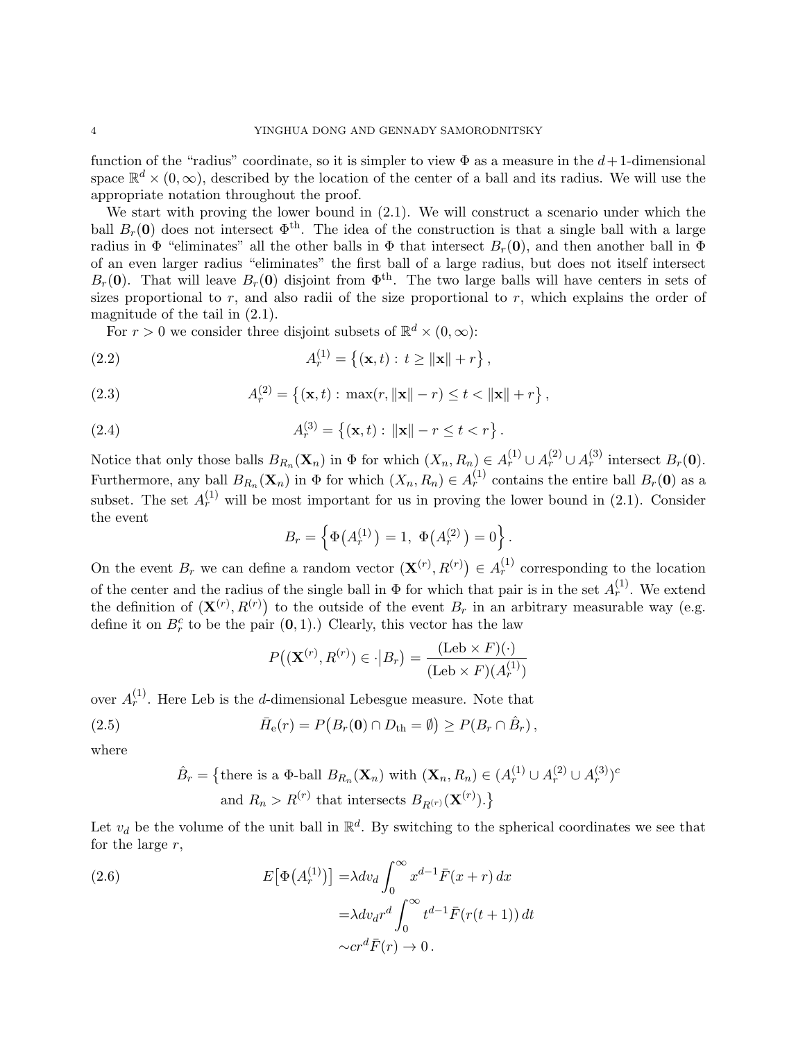function of the "radius" coordinate, so it is simpler to view $\Phi$ as a measure in the $d+1$-dimensional space $\mathbb{R}^d \times (0,\infty)$, described by the location of the center of a ball and its radius. We will use the appropriate notation throughout the proof.

We start with proving the lower bound in (2.1). We will construct a scenario under which the ball $B_r(\mathbf{0})$ does not intersect $\Phi^{\text{th}}$. The idea of the construction is that a single ball with a large radius in $\Phi$ "eliminates" all the other balls in $\Phi$ that intersect $B_r(\mathbf{0})$, and then another ball in $\Phi$ of an even larger radius "eliminates" the first ball of a large radius, but does not itself intersect $B_r(\mathbf{0})$. That will leave $B_r(\mathbf{0})$ disjoint from $\Phi^{\text{th}}$. The two large balls will have centers in sets of sizes proportional to $r$, and also radii of the size proportional to $r$, which explains the order of magnitude of the tail in (2.1).

For $r>0$ we consider three disjoint subsets of $\mathbb{R}^d \times (0,\infty)$:

$$
A_r^{(1)} = \left\{ (\mathbf{x}, t) : \, t \geq \|\mathbf{x}\| + r \right\}, \tag{2.2}
$$

$$
A_r^{(2)} = \left\{ (\mathbf{x}, t) : \, \max(r, \|\mathbf{x}\| - r) \leq t < \|\mathbf{x}\| + r \right\}, \tag{2.3}
$$

$$
A_r^{(3)} = \left\{ (\mathbf{x}, t) : \, \|\mathbf{x}\| - r \leq t < r \right\}. \tag{2.4}
$$

Notice that only those balls $B_{R_n}(\mathbf{X}_n)$ in $\Phi$ for which $(X_n, R_n) \in A_r^{(1)} \cup A_r^{(2)} \cup A_r^{(3)}$ intersect $B_r(\mathbf{0})$. Furthermore, any ball $B_{R_n}(\mathbf{X}_n)$ in $\Phi$ for which $(X_n, R_n) \in A_r^{(1)}$ contains the entire ball $B_r(\mathbf{0})$ as a subset. The set $A_r^{(1)}$ will be most important for us in proving the lower bound in (2.1). Consider the event

$$
B_r = \left\{ \Phi\big(A_r^{(1)}\big) = 1, \; \Phi\big(A_r^{(2)}\big) = 0 \right\}.
$$

On the event $B_r$ we can define a random vector $\big(\mathbf{X}^{(r)}, R^{(r)}\big) \in A_r^{(1)}$ corresponding to the location of the center and the radius of the single ball in $\Phi$ for which that pair is in the set $A_r^{(1)}$. We extend the definition of $\big(\mathbf{X}^{(r)}, R^{(r)}\big)$ to the outside of the event $B_r$ in an arbitrary measurable way (e.g. define it on $B_r^c$ to be the pair $(\mathbf{0}, 1)$.) Clearly, this vector has the law

$$
P\big((\mathbf{X}^{(r)}, R^{(r)}) \in \cdot \big| B_r\big) = \frac{(\text{Leb} \times F)(\cdot)}{(\text{Leb} \times F)(A_r^{(1)})}
$$

over $A_r^{(1)}$. Here Leb is the $d$-dimensional Lebesgue measure. Note that

$$
\bar{H}_{\text{e}}(r) = P\big(B_r(\mathbf{0}) \cap D_{\text{th}} = \emptyset\big) \geq P(B_r \cap \hat{B}_r), \tag{2.5}
$$

where

$$
\begin{aligned}
\hat{B}_r = \big\{ &\text{there is a } \Phi\text{-ball } B_{R_n}(\mathbf{X}_n) \text{ with } (\mathbf{X}_n, R_n) \in (A_r^{(1)} \cup A_r^{(2)} \cup A_r^{(3)})^c \\
&\text{and } R_n > R^{(r)} \text{ that intersects } B_{R^{(r)}}(\mathbf{X}^{(r)}).\big\}
\end{aligned}
$$

Let $v_d$ be the volume of the unit ball in $\mathbb{R}^d$. By switching to the spherical coordinates we see that for the large $r$,

$$
\begin{aligned}
E\big[\Phi\big(A_r^{(1)}\big)\big] &= \lambda d v_d \int_0^\infty x^{d-1} \bar{F}(x+r)\, dx \\
&= \lambda d v_d r^d \int_0^\infty t^{d-1} \bar{F}(r(t+1))\, dt \\
&\sim c r^d \bar{F}(r) \to 0 \,.
\end{aligned} \tag{2.6}
$$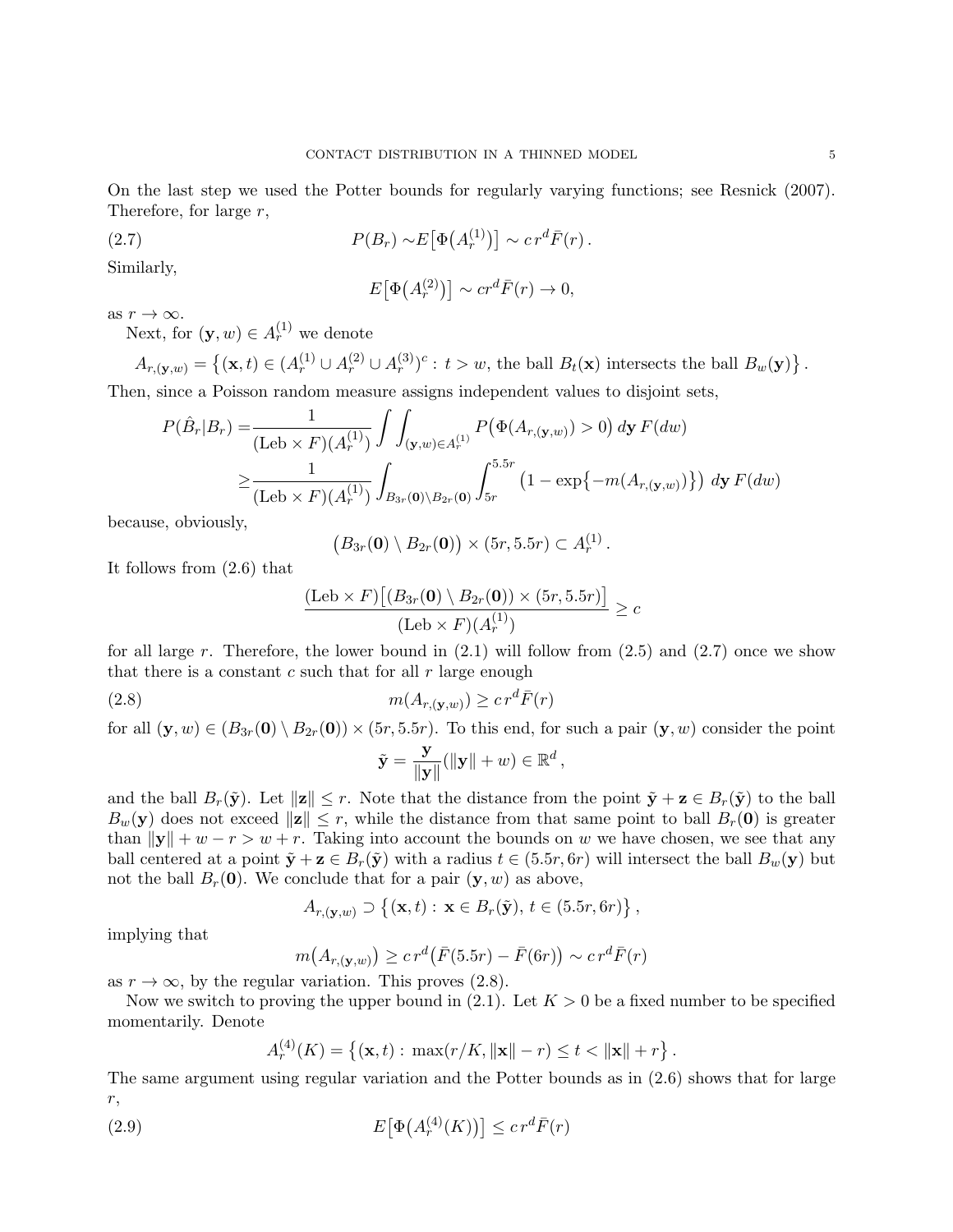On the last step we used the Potter bounds for regularly varying functions; see Resnick (2007). Therefore, for large $r$,

$$P(B_r) \sim E\big[\Phi\big(A_r^{(1)}\big)\big] \sim c\, r^d \bar{F}(r)\,. \tag{2.7}$$

Similarly,

$$E\big[\Phi\big(A_r^{(2)}\big)\big] \sim c r^d \bar{F}(r) \to 0,$$

as $r \to \infty$.

Next, for $(\mathbf{y}, w) \in A_r^{(1)}$ we denote

$$A_{r,(\mathbf{y},w)} = \big\{(\mathbf{x}, t) \in (A_r^{(1)} \cup A_r^{(2)} \cup A_r^{(3)})^c :\, t > w, \text{ the ball } B_t(\mathbf{x}) \text{ intersects the ball } B_w(\mathbf{y})\big\}\,.$$

Then, since a Poisson random measure assigns independent values to disjoint sets,

$$\begin{aligned}
P(\hat{B}_r | B_r) =& \frac{1}{(\mathrm{Leb} \times F)(A_r^{(1)})} \int\int_{(\mathbf{y},w)\in A_r^{(1)}} P\big(\Phi(A_{r,(\mathbf{y},w)}) > 0\big)\, d\mathbf{y}\, F(dw) \\
\geq& \frac{1}{(\mathrm{Leb} \times F)(A_r^{(1)})} \int_{B_{3r}(\mathbf{0})\setminus B_{2r}(\mathbf{0})} \int_{5r}^{5.5r} \big(1 - \exp\{-m(A_{r,(\mathbf{y},w)})\}\big)\, d\mathbf{y}\, F(dw)
\end{aligned}$$

because, obviously,

$$\big(B_{3r}(\mathbf{0}) \setminus B_{2r}(\mathbf{0})\big) \times (5r, 5.5r) \subset A_r^{(1)}\,.$$

It follows from (2.6) that

$$\frac{(\mathrm{Leb} \times F)\big[(B_{3r}(\mathbf{0}) \setminus B_{2r}(\mathbf{0})) \times (5r, 5.5r)\big]}{(\mathrm{Leb} \times F)(A_r^{(1)})} \geq c$$

for all large $r$. Therefore, the lower bound in (2.1) will follow from (2.5) and (2.7) once we show that there is a constant $c$ such that for all $r$ large enough

$$m(A_{r,(\mathbf{y},w)}) \geq c\, r^d \bar{F}(r) \tag{2.8}$$

for all $(\mathbf{y}, w) \in (B_{3r}(\mathbf{0}) \setminus B_{2r}(\mathbf{0})) \times (5r, 5.5r)$. To this end, for such a pair $(\mathbf{y}, w)$ consider the point

$$\tilde{\mathbf{y}} = \frac{\mathbf{y}}{\|\mathbf{y}\|}(\|\mathbf{y}\| + w) \in \mathbb{R}^d\,,$$

and the ball $B_r(\tilde{\mathbf{y}})$. Let $\|\mathbf{z}\| \leq r$. Note that the distance from the point $\tilde{\mathbf{y}} + \mathbf{z} \in B_r(\tilde{\mathbf{y}})$ to the ball $B_w(\mathbf{y})$ does not exceed $\|\mathbf{z}\| \leq r$, while the distance from that same point to ball $B_r(\mathbf{0})$ is greater than $\|\mathbf{y}\| + w - r > w + r$. Taking into account the bounds on $w$ we have chosen, we see that any ball centered at a point $\tilde{\mathbf{y}} + \mathbf{z} \in B_r(\tilde{\mathbf{y}})$ with a radius $t \in (5.5r, 6r)$ will intersect the ball $B_w(\mathbf{y})$ but not the ball $B_r(\mathbf{0})$. We conclude that for a pair $(\mathbf{y}, w)$ as above,

$$A_{r,(\mathbf{y},w)} \supset \big\{(\mathbf{x}, t) :\, \mathbf{x} \in B_r(\tilde{\mathbf{y}}),\, t \in (5.5r, 6r)\big\}\,,$$

implying that

$$m\big(A_{r,(\mathbf{y},w)}\big) \geq c\, r^d \big(\bar{F}(5.5r) - \bar{F}(6r)\big) \sim c\, r^d \bar{F}(r)$$

as $r \to \infty$, by the regular variation. This proves (2.8).

Now we switch to proving the upper bound in (2.1). Let $K > 0$ be a fixed number to be specified momentarily. Denote

$$A_r^{(4)}(K) = \big\{(\mathbf{x}, t) :\, \max(r/K, \|\mathbf{x}\| - r) \leq t < \|\mathbf{x}\| + r\big\}\,.$$

The same argument using regular variation and the Potter bounds as in (2.6) shows that for large $r$,

$$E\big[\Phi\big(A_r^{(4)}(K)\big)\big] \leq c\, r^d \bar{F}(r) \tag{2.9}$$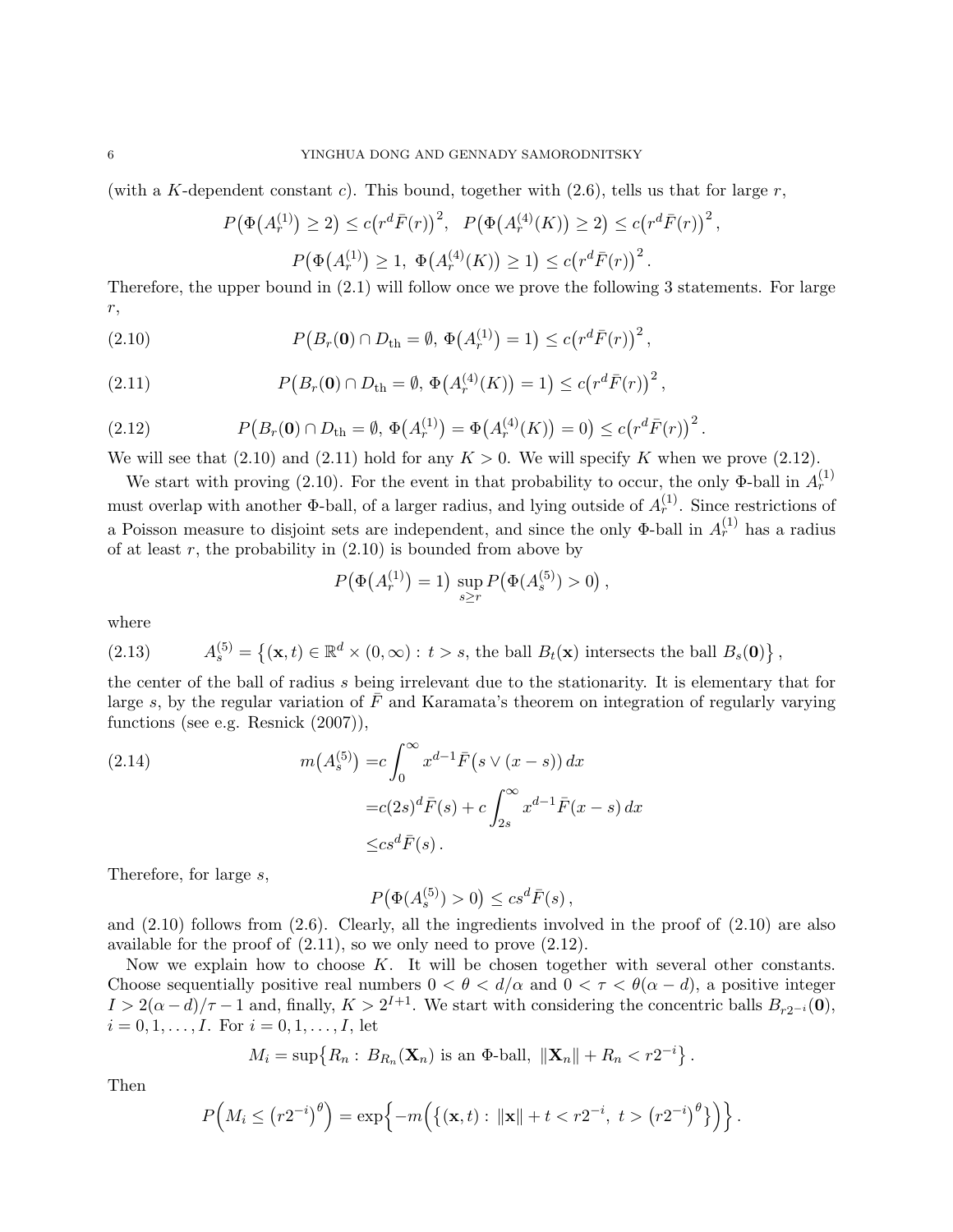(with a $K$-dependent constant $c$). This bound, together with (2.6), tells us that for large $r$,

$$P\big(\Phi\big(A_r^{(1)}\big)\geq 2\big)\leq c\big(r^d\bar F(r)\big)^2,\ \ P\big(\Phi\big(A_r^{(4)}(K)\big)\geq 2\big)\leq c\big(r^d\bar F(r)\big)^2,$$

$$P\big(\Phi\big(A_r^{(1)}\big)\geq 1,\ \Phi\big(A_r^{(4)}(K)\big)\geq 1\big)\leq c\big(r^d\bar F(r)\big)^2.$$

Therefore, the upper bound in (2.1) will follow once we prove the following 3 statements. For large $r$,

$$P\big(B_r(\mathbf{0})\cap D_{\rm th}=\emptyset,\ \Phi\big(A_r^{(1)}\big)=1\big)\leq c\big(r^d\bar F(r)\big)^2, \tag{2.10}$$

$$P\big(B_r(\mathbf{0})\cap D_{\rm th}=\emptyset,\ \Phi\big(A_r^{(4)}(K)\big)=1\big)\leq c\big(r^d\bar F(r)\big)^2, \tag{2.11}$$

$$P\big(B_r(\mathbf{0})\cap D_{\rm th}=\emptyset,\ \Phi\big(A_r^{(1)}\big)=\Phi\big(A_r^{(4)}(K)\big)=0\big)\leq c\big(r^d\bar F(r)\big)^2. \tag{2.12}$$

We will see that (2.10) and (2.11) hold for any $K>0$. We will specify $K$ when we prove (2.12).

We start with proving (2.10). For the event in that probability to occur, the only $\Phi$-ball in $A_r^{(1)}$ must overlap with another $\Phi$-ball, of a larger radius, and lying outside of $A_r^{(1)}$. Since restrictions of a Poisson measure to disjoint sets are independent, and since the only $\Phi$-ball in $A_r^{(1)}$ has a radius of at least $r$, the probability in (2.10) is bounded from above by

$$P\big(\Phi\big(A_r^{(1)}\big)=1\big)\ \sup_{s\geq r}P\big(\Phi(A_s^{(5)})>0\big)\,,$$

where

$$A_s^{(5)}=\big\{(\mathbf{x},t)\in\mathbb{R}^d\times(0,\infty):\,t>s,\text{ the ball }B_t(\mathbf{x})\text{ intersects the ball }B_s(\mathbf{0})\big\}\,, \tag{2.13}$$

the center of the ball of radius $s$ being irrelevant due to the stationarity. It is elementary that for large $s$, by the regular variation of $\bar F$ and Karamata's theorem on integration of regularly varying functions (see e.g. Resnick (2007)),

$$\begin{aligned} m\big(A_s^{(5)}\big)=&c\int_0^\infty x^{d-1}\bar F\big(s\vee(x-s)\big)\,dx \\ =&c(2s)^d\bar F(s)+c\int_{2s}^\infty x^{d-1}\bar F(x-s)\,dx \\ \leq& cs^d\bar F(s)\,. \end{aligned} \tag{2.14}$$

Therefore, for large $s$,

$$P\big(\Phi(A_s^{(5)})>0\big)\leq cs^d\bar F(s)\,,$$

and (2.10) follows from (2.6). Clearly, all the ingredients involved in the proof of (2.10) are also available for the proof of (2.11), so we only need to prove (2.12).

Now we explain how to choose $K$. It will be chosen together with several other constants. Choose sequentially positive real numbers $0<\theta<d/\alpha$ and $0<\tau<\theta(\alpha-d)$, a positive integer $I>2(\alpha-d)/\tau-1$ and, finally, $K>2^{I+1}$. We start with considering the concentric balls $B_{r2^{-i}}(\mathbf{0})$, $i=0,1,\ldots,I$. For $i=0,1,\ldots,I$, let

$$M_i=\sup\big\{R_n:\ B_{R_n}(\mathbf{X}_n)\text{ is an }\Phi\text{-ball},\ \|\mathbf{X}_n\|+R_n<r2^{-i}\big\}\,.$$

Then

$$P\Big(M_i\leq\big(r2^{-i}\big)^\theta\Big)=\exp\Big\{-m\Big(\big\{(\mathbf{x},t):\,\|\mathbf{x}\|+t<r2^{-i},\ t>\big(r2^{-i}\big)^\theta\big\}\Big)\Big\}\,.$$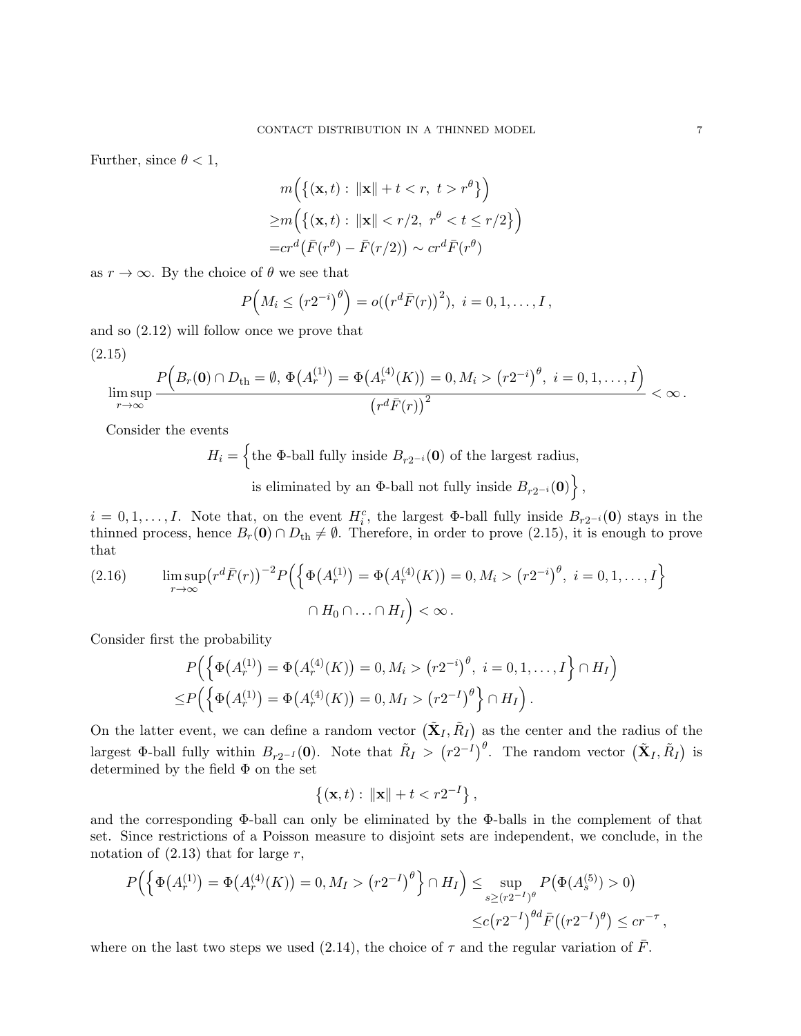Further, since $\theta < 1$,

$$
\begin{aligned}
&m\Big(\big\{(\mathbf{x},t):\ \|\mathbf{x}\|+t<r,\ t>r^\theta\big\}\Big)\\
\geq &m\Big(\big\{(\mathbf{x},t):\ \|\mathbf{x}\|<r/2,\ r^\theta<t\leq r/2\big\}\Big)\\
= &cr^d\big(\bar F(r^\theta)-\bar F(r/2)\big)\sim cr^d\bar F(r^\theta)
\end{aligned}
$$

as $r\to\infty$. By the choice of $\theta$ we see that

$$
P\Big(M_i\leq \big(r2^{-i}\big)^\theta\Big)=o\big(\big(r^d\bar F(r)\big)^2\big),\ i=0,1,\dots,I\,,
$$

and so (2.12) will follow once we prove that

(2.15)

$$
\limsup_{r\to\infty}\frac{P\Big(B_r(\mathbf{0})\cap D_{\rm th}=\emptyset,\ \Phi\big(A_r^{(1)}\big)=\Phi\big(A_r^{(4)}(K)\big)=0, M_i>\big(r2^{-i}\big)^\theta,\ i=0,1,\dots,I\Big)}{\big(r^d\bar F(r)\big)^2}<\infty\,.
$$

Consider the events

$$
\begin{aligned}
H_i=\Big\{&\text{the }\Phi\text{-ball fully inside } B_{r2^{-i}}(\mathbf{0}) \text{ of the largest radius,}\\
&\text{is eliminated by an }\Phi\text{-ball not fully inside } B_{r2^{-i}}(\mathbf{0})\Big\}\,,
\end{aligned}
$$

$i=0,1,\dots,I$. Note that, on the event $H_i^c$, the largest $\Phi$-ball fully inside $B_{r2^{-i}}(\mathbf{0})$ stays in the thinned process, hence $B_r(\mathbf{0})\cap D_{\rm th}\neq\emptyset$. Therefore, in order to prove (2.15), it is enough to prove that

$$
\begin{aligned}
\limsup_{r\to\infty}\big(r^d\bar F(r)\big)^{-2}P\Big(\Big\{&\Phi\big(A_r^{(1)}\big)=\Phi\big(A_r^{(4)}(K)\big)=0, M_i>\big(r2^{-i}\big)^\theta,\ i=0,1,\dots,I\Big\}\\
&\cap H_0\cap\ldots\cap H_I\Big)<\infty\,.
\end{aligned}
\tag{2.16}
$$

Consider first the probability

$$
\begin{aligned}
&P\Big(\Big\{\Phi\big(A_r^{(1)}\big)=\Phi\big(A_r^{(4)}(K)\big)=0, M_i>\big(r2^{-i}\big)^\theta,\ i=0,1,\dots,I\Big\}\cap H_I\Big)\\
\leq &P\Big(\Big\{\Phi\big(A_r^{(1)}\big)=\Phi\big(A_r^{(4)}(K)\big)=0, M_I>\big(r2^{-I}\big)^\theta\Big\}\cap H_I\Big)\,.
\end{aligned}
$$

On the latter event, we can define a random vector $\big(\tilde{\mathbf{X}}_I,\tilde R_I\big)$ as the center and the radius of the largest $\Phi$-ball fully within $B_{r2^{-I}}(\mathbf{0})$. Note that $\tilde R_I>\big(r2^{-I}\big)^\theta$. The random vector $\big(\tilde{\mathbf{X}}_I,\tilde R_I\big)$ is determined by the field $\Phi$ on the set

$$
\big\{(\mathbf{x},t):\ \|\mathbf{x}\|+t<r2^{-I}\big\}\,,
$$

and the corresponding $\Phi$-ball can only be eliminated by the $\Phi$-balls in the complement of that set. Since restrictions of a Poisson measure to disjoint sets are independent, we conclude, in the notation of (2.13) that for large $r$,

$$
\begin{aligned}
P\Big(\Big\{\Phi\big(A_r^{(1)}\big)=\Phi\big(A_r^{(4)}(K)\big)=0, M_I>\big(r2^{-I}\big)^\theta\Big\}\cap H_I\Big)\leq &\sup_{s\geq (r2^{-I})^\theta}P\big(\Phi(A_s^{(5)})>0\big)\\
\leq &c\big(r2^{-I}\big)^{\theta d}\bar F\big((r2^{-I})^\theta\big)\leq cr^{-\tau}\,,
\end{aligned}
$$

where on the last two steps we used (2.14), the choice of $\tau$ and the regular variation of $\bar F$.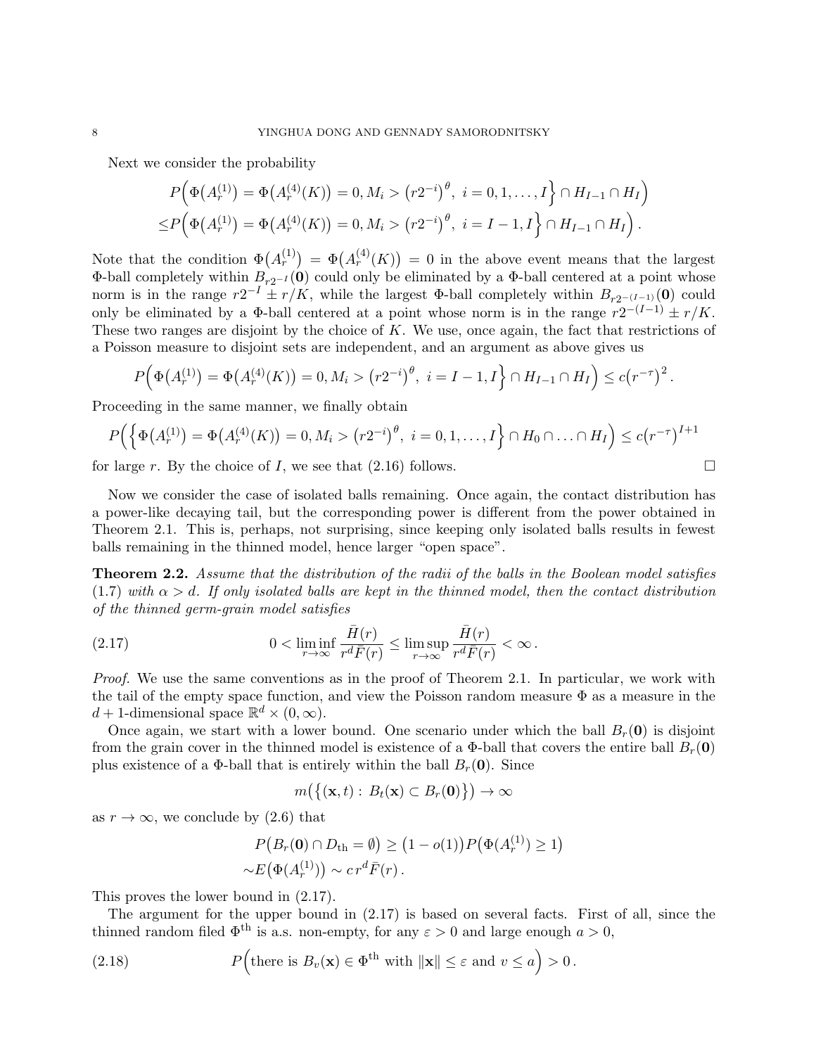Next we consider the probability

$$
\begin{aligned}
&P\Big(\Phi\big(A_r^{(1)}\big) = \Phi\big(A_r^{(4)}(K)\big) = 0, M_i > \big(r2^{-i}\big)^\theta,\ i = 0,1,\ldots,I\Big\} \cap H_{I-1} \cap H_I\Big) \\
\le &P\Big(\Phi\big(A_r^{(1)}\big) = \Phi\big(A_r^{(4)}(K)\big) = 0, M_i > \big(r2^{-i}\big)^\theta,\ i = I-1, I\Big\} \cap H_{I-1} \cap H_I\Big).
\end{aligned}
$$

Note that the condition $\Phi\big(A_r^{(1)}\big) = \Phi\big(A_r^{(4)}(K)\big) = 0$ in the above event means that the largest $\Phi$-ball completely within $B_{r2^{-I}}(\mathbf{0})$ could only be eliminated by a $\Phi$-ball centered at a point whose norm is in the range $r2^{-I} \pm r/K$, while the largest $\Phi$-ball completely within $B_{r2^{-(I-1)}}(\mathbf{0})$ could only be eliminated by a $\Phi$-ball centered at a point whose norm is in the range $r2^{-(I-1)} \pm r/K$. These two ranges are disjoint by the choice of $K$. We use, once again, the fact that restrictions of a Poisson measure to disjoint sets are independent, and an argument as above gives us

$$
P\Big(\Phi\big(A_r^{(1)}\big) = \Phi\big(A_r^{(4)}(K)\big) = 0, M_i > \big(r2^{-i}\big)^\theta,\ i = I-1, I\Big\} \cap H_{I-1} \cap H_I\Big) \le c\big(r^{-\tau}\big)^2.
$$

Proceeding in the same manner, we finally obtain

$$
P\Big(\Big\{\Phi\big(A_r^{(1)}\big) = \Phi\big(A_r^{(4)}(K)\big) = 0, M_i > \big(r2^{-i}\big)^\theta,\ i = 0,1,\ldots,I\Big\} \cap H_0 \cap \ldots \cap H_I\Big) \le c\big(r^{-\tau}\big)^{I+1}
$$

for large $r$. By the choice of $I$, we see that (2.16) follows. $\square$

Now we consider the case of isolated balls remaining. Once again, the contact distribution has a power-like decaying tail, but the corresponding power is different from the power obtained in Theorem 2.1. This is, perhaps, not surprising, since keeping only isolated balls results in fewest balls remaining in the thinned model, hence larger "open space".

**Theorem 2.2.** *Assume that the distribution of the radii of the balls in the Boolean model satisfies (1.7) with $\alpha > d$. If only isolated balls are kept in the thinned model, then the contact distribution of the thinned germ-grain model satisfies*

$$
0 < \liminf_{r\to\infty} \frac{\bar H(r)}{r^d \bar F(r)} \le \limsup_{r\to\infty} \frac{\bar H(r)}{r^d \bar F(r)} < \infty. \tag{2.17}
$$

*Proof.* We use the same conventions as in the proof of Theorem 2.1. In particular, we work with the tail of the empty space function, and view the Poisson random measure $\Phi$ as a measure in the $d+1$-dimensional space $\mathbb{R}^d \times (0,\infty)$.

Once again, we start with a lower bound. One scenario under which the ball $B_r(\mathbf{0})$ is disjoint from the grain cover in the thinned model is existence of a $\Phi$-ball that covers the entire ball $B_r(\mathbf{0})$ plus existence of a $\Phi$-ball that is entirely within the ball $B_r(\mathbf{0})$. Since

$$
m\big(\{(\mathbf{x},t):\, B_t(\mathbf{x}) \subset B_r(\mathbf{0})\}\big) \to \infty
$$

as $r \to \infty$, we conclude by (2.6) that

$$
\begin{aligned}
&P\big(B_r(\mathbf{0}) \cap D_{\text{th}} = \emptyset\big) \ge \big(1 - o(1)\big) P\big(\Phi(A_r^{(1)}) \ge 1\big) \\
\sim &E\big(\Phi(A_r^{(1)})\big) \sim c\, r^d \bar F(r).
\end{aligned}
$$

This proves the lower bound in (2.17).

The argument for the upper bound in (2.17) is based on several facts. First of all, since the thinned random filed $\Phi^{\text{th}}$ is a.s. non-empty, for any $\varepsilon > 0$ and large enough $a > 0$,

$$
P\Big(\text{there is } B_v(\mathbf{x}) \in \Phi^{\text{th}} \text{ with } \|\mathbf{x}\| \le \varepsilon \text{ and } v \le a\Big) > 0. \tag{2.18}
$$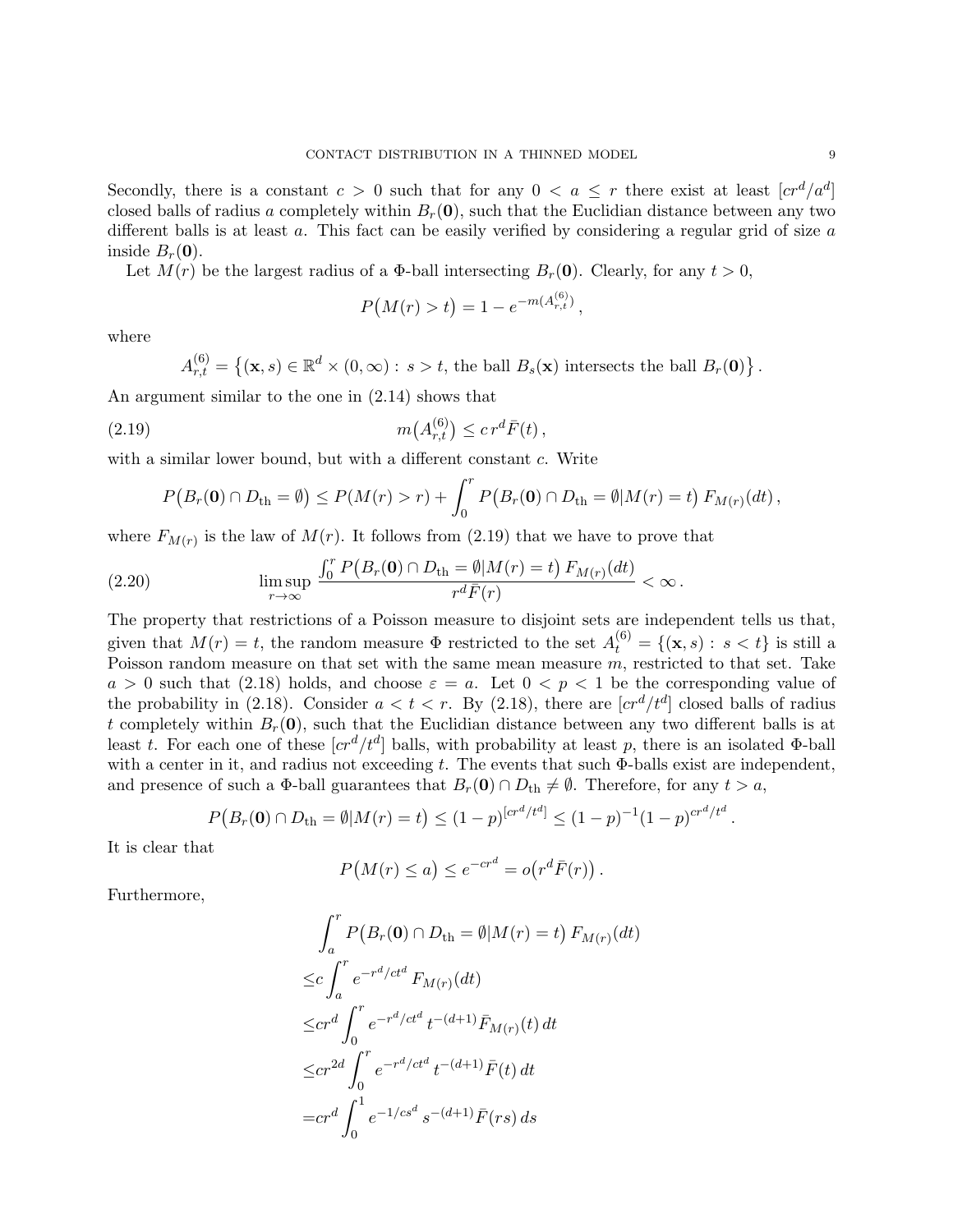Secondly, there is a constant $c > 0$ such that for any $0 < a \le r$ there exist at least $[cr^d/a^d]$ closed balls of radius $a$ completely within $B_r(\mathbf{0})$, such that the Euclidian distance between any two different balls is at least $a$. This fact can be easily verified by considering a regular grid of size $a$ inside $B_r(\mathbf{0})$.

Let $M(r)$ be the largest radius of a $\Phi$-ball intersecting $B_r(\mathbf{0})$. Clearly, for any $t > 0$,

$$P\big(M(r) > t\big) = 1 - e^{-m(A^{(6)}_{r,t})},$$

where

$$A^{(6)}_{r,t} = \big\{(\mathbf{x}, s) \in \mathbb{R}^d \times (0, \infty) : \, s > t, \text{ the ball } B_s(\mathbf{x}) \text{ intersects the ball } B_r(\mathbf{0})\big\}.$$

An argument similar to the one in (2.14) shows that

$$m\big(A^{(6)}_{r,t}\big) \le c\, r^d \bar{F}(t)\,, \tag{2.19}$$

with a similar lower bound, but with a different constant $c$. Write

$$P\big(B_r(\mathbf{0}) \cap D_{\text{th}} = \emptyset\big) \le P(M(r) > r) + \int_0^r P\big(B_r(\mathbf{0}) \cap D_{\text{th}} = \emptyset | M(r) = t\big)\, F_{M(r)}(dt)\,,$$

where $F_{M(r)}$ is the law of $M(r)$. It follows from (2.19) that we have to prove that

$$\limsup_{r\to\infty} \frac{\int_0^r P\big(B_r(\mathbf{0}) \cap D_{\text{th}} = \emptyset | M(r) = t\big)\, F_{M(r)}(dt)}{r^d \bar{F}(r)} < \infty\,. \tag{2.20}$$

The property that restrictions of a Poisson measure to disjoint sets are independent tells us that, given that $M(r) = t$, the random measure $\Phi$ restricted to the set $A^{(6)}_t = \{(\mathbf{x}, s) : \, s < t\}$ is still a Poisson random measure on that set with the same mean measure $m$, restricted to that set. Take $a > 0$ such that (2.18) holds, and choose $\varepsilon = a$. Let $0 < p < 1$ be the corresponding value of the probability in (2.18). Consider $a < t < r$. By (2.18), there are $[cr^d/t^d]$ closed balls of radius $t$ completely within $B_r(\mathbf{0})$, such that the Euclidian distance between any two different balls is at least $t$. For each one of these $[cr^d/t^d]$ balls, with probability at least $p$, there is an isolated $\Phi$-ball with a center in it, and radius not exceeding $t$. The events that such $\Phi$-balls exist are independent, and presence of such a $\Phi$-ball guarantees that $B_r(\mathbf{0}) \cap D_{\text{th}} \ne \emptyset$. Therefore, for any $t > a$,

$$P\big(B_r(\mathbf{0}) \cap D_{\text{th}} = \emptyset | M(r) = t\big) \le (1-p)^{[cr^d/t^d]} \le (1-p)^{-1}(1-p)^{cr^d/t^d}\,.$$

It is clear that

$$P\big(M(r) \le a\big) \le e^{-cr^d} = o\big(r^d \bar{F}(r)\big)\,.$$

Furthermore,

$$\begin{aligned}
&\int_a^r P\big(B_r(\mathbf{0}) \cap D_{\text{th}} = \emptyset | M(r) = t\big)\, F_{M(r)}(dt) \\
\le & c \int_a^r e^{-r^d/ct^d}\, F_{M(r)}(dt) \\
\le & cr^d \int_0^r e^{-r^d/ct^d}\, t^{-(d+1)} \bar{F}_{M(r)}(t)\, dt \\
\le & cr^{2d} \int_0^r e^{-r^d/ct^d}\, t^{-(d+1)} \bar{F}(t)\, dt \\
= & cr^d \int_0^1 e^{-1/cs^d}\, s^{-(d+1)} \bar{F}(rs)\, ds
\end{aligned}$$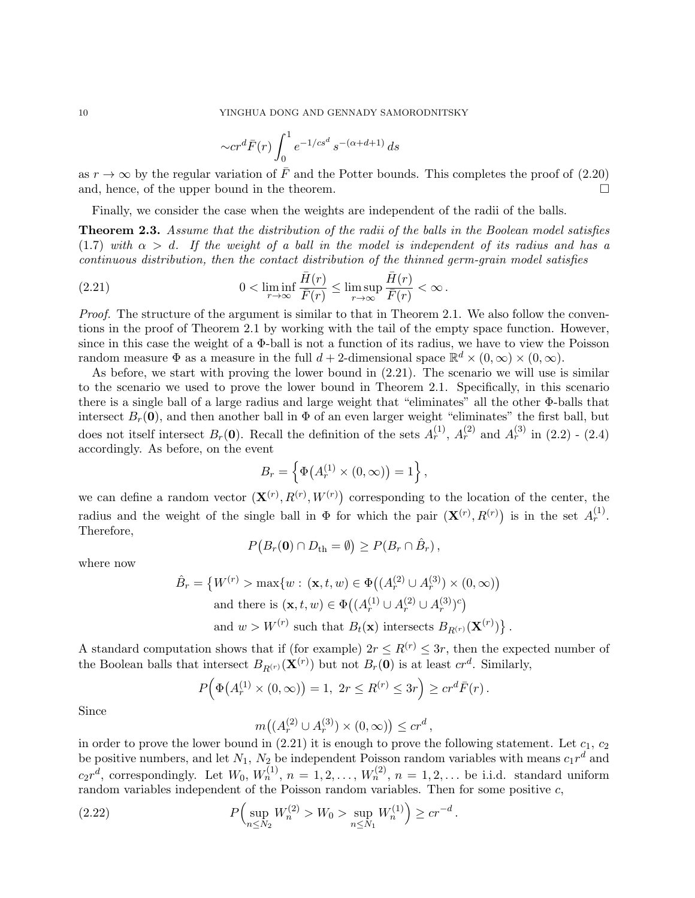$$\sim cr^d \bar{F}(r) \int_0^1 e^{-1/cs^d} s^{-(\alpha+d+1)}\, ds$$

as $r \to \infty$ by the regular variation of $\bar{F}$ and the Potter bounds. This completes the proof of (2.20) and, hence, of the upper bound in the theorem. □

Finally, we consider the case when the weights are independent of the radii of the balls.

**Theorem 2.3.** *Assume that the distribution of the radii of the balls in the Boolean model satisfies (1.7) with $\alpha > d$. If the weight of a ball in the model is independent of its radius and has a continuous distribution, then the contact distribution of the thinned germ-grain model satisfies*

$$0 < \liminf_{r\to\infty} \frac{\bar{H}(r)}{\bar{F}(r)} \le \limsup_{r\to\infty} \frac{\bar{H}(r)}{\bar{F}(r)} < \infty\,. \tag{2.21}$$

*Proof.* The structure of the argument is similar to that in Theorem 2.1. We also follow the conventions in the proof of Theorem 2.1 by working with the tail of the empty space function. However, since in this case the weight of a $\Phi$-ball is not a function of its radius, we have to view the Poisson random measure $\Phi$ as a measure in the full $d+2$-dimensional space $\mathbb{R}^d \times (0,\infty) \times (0,\infty)$.

As before, we start with proving the lower bound in (2.21). The scenario we will use is similar to the scenario we used to prove the lower bound in Theorem 2.1. Specifically, in this scenario there is a single ball of a large radius and large weight that "eliminates" all the other $\Phi$-balls that intersect $B_r(\mathbf{0})$, and then another ball in $\Phi$ of an even larger weight "eliminates" the first ball, but does not itself intersect $B_r(\mathbf{0})$. Recall the definition of the sets $A_r^{(1)}$, $A_r^{(2)}$ and $A_r^{(3)}$ in (2.2) - (2.4) accordingly. As before, on the event

$$B_r = \left\{ \Phi\big(A_r^{(1)} \times (0,\infty)\big) = 1 \right\},$$

we can define a random vector $\big(\mathbf{X}^{(r)}, R^{(r)}, W^{(r)}\big)$ corresponding to the location of the center, the radius and the weight of the single ball in $\Phi$ for which the pair $\big(\mathbf{X}^{(r)}, R^{(r)}\big)$ is in the set $A_r^{(1)}$. Therefore,

$$P\big(B_r(\mathbf{0}) \cap D_{\rm th} = \emptyset\big) \ge P(B_r \cap \hat{B}_r)\,,$$

where now

$$\begin{aligned}
\hat{B}_r = \big\{ & W^{(r)} > \max\{w :\, (\mathbf{x}, t, w) \in \Phi\big((A_r^{(2)} \cup A_r^{(3)}) \times (0,\infty)\big) \\
& \text{and there is } (\mathbf{x}, t, w) \in \Phi\big((A_r^{(1)} \cup A_r^{(2)} \cup A_r^{(3)})^c\big) \\
& \text{and } w > W^{(r)} \text{ such that } B_t(\mathbf{x}) \text{ intersects } B_{R^{(r)}}(\mathbf{X}^{(r)})\big\}\,.
\end{aligned}$$

A standard computation shows that if (for example) $2r \le R^{(r)} \le 3r$, then the expected number of the Boolean balls that intersect $B_{R^{(r)}}(\mathbf{X}^{(r)})$ but not $B_r(\mathbf{0})$ is at least $cr^d$. Similarly,

$$P\Big(\Phi\big(A_r^{(1)} \times (0,\infty)\big) = 1,\ 2r \le R^{(r)} \le 3r\Big) \ge cr^d \bar{F}(r)\,.$$

Since

$$m\big((A_r^{(2)} \cup A_r^{(3)}) \times (0,\infty)\big) \le cr^d\,,$$

in order to prove the lower bound in (2.21) it is enough to prove the following statement. Let $c_1$, $c_2$ be positive numbers, and let $N_1$, $N_2$ be independent Poisson random variables with means $c_1 r^d$ and $c_2 r^d$, correspondingly. Let $W_0$, $W_n^{(1)}$, $n = 1, 2, \ldots$, $W_n^{(2)}$, $n = 1, 2, \ldots$ be i.i.d. standard uniform random variables independent of the Poisson random variables. Then for some positive $c$,

$$P\Big(\sup_{n\le N_2} W_n^{(2)} > W_0 > \sup_{n\le N_1} W_n^{(1)}\Big) \ge cr^{-d}\,. \tag{2.22}$$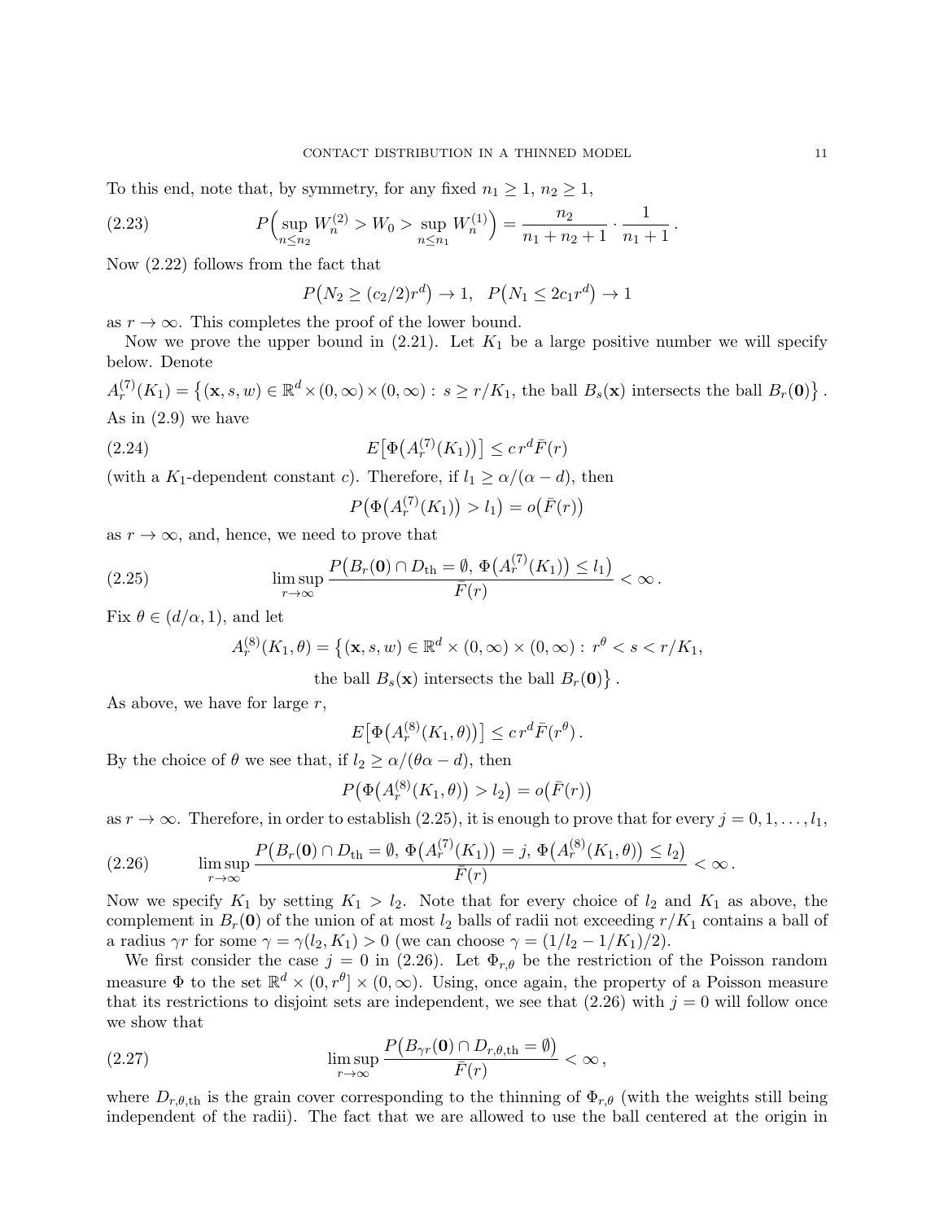To this end, note that, by symmetry, for any fixed $n_1 \geq 1$, $n_2 \geq 1$,

$$P\Big(\sup_{n \leq n_2} W_n^{(2)} > W_0 > \sup_{n \leq n_1} W_n^{(1)}\Big) = \frac{n_2}{n_1 + n_2 + 1} \cdot \frac{1}{n_1 + 1}\,. \tag{2.23}$$

Now (2.22) follows from the fact that

$$P\big(N_2 \geq (c_2/2) r^d\big) \to 1, \quad P\big(N_1 \leq 2c_1 r^d\big) \to 1$$

as $r \to \infty$. This completes the proof of the lower bound.

Now we prove the upper bound in (2.21). Let $K_1$ be a large positive number we will specify below. Denote

$$A_r^{(7)}(K_1) = \big\{(\mathbf{x}, s, w) \in \mathbb{R}^d \times (0,\infty) \times (0,\infty) : \, s \geq r/K_1, \text{ the ball } B_s(\mathbf{x}) \text{ intersects the ball } B_r(\mathbf{0})\big\}\,.$$

As in (2.9) we have

$$E\big[\Phi\big(A_r^{(7)}(K_1)\big)\big] \leq c\, r^d \bar{F}(r) \tag{2.24}$$

(with a $K_1$-dependent constant $c$). Therefore, if $l_1 \geq \alpha/(\alpha - d)$, then

$$P\big(\Phi\big(A_r^{(7)}(K_1)\big) > l_1\big) = o\big(\bar{F}(r)\big)$$

as $r \to \infty$, and, hence, we need to prove that

$$\limsup_{r \to \infty} \frac{P\big(B_r(\mathbf{0}) \cap D_{\text{th}} = \emptyset, \, \Phi\big(A_r^{(7)}(K_1)\big) \leq l_1\big)}{\bar{F}(r)} < \infty\,. \tag{2.25}$$

Fix $\theta \in (d/\alpha, 1)$, and let

$$A_r^{(8)}(K_1, \theta) = \big\{(\mathbf{x}, s, w) \in \mathbb{R}^d \times (0,\infty) \times (0,\infty) : \, r^\theta < s < r/K_1,$$
$$\text{the ball } B_s(\mathbf{x}) \text{ intersects the ball } B_r(\mathbf{0})\big\}\,.$$

As above, we have for large $r$,

$$E\big[\Phi\big(A_r^{(8)}(K_1, \theta)\big)\big] \leq c\, r^d \bar{F}(r^\theta)\,.$$

By the choice of $\theta$ we see that, if $l_2 \geq \alpha/(\theta\alpha - d)$, then

$$P\big(\Phi\big(A_r^{(8)}(K_1, \theta)\big) > l_2\big) = o\big(\bar{F}(r)\big)$$

as $r \to \infty$. Therefore, in order to establish (2.25), it is enough to prove that for every $j = 0, 1, \ldots, l_1$,

$$\limsup_{r \to \infty} \frac{P\big(B_r(\mathbf{0}) \cap D_{\text{th}} = \emptyset, \, \Phi\big(A_r^{(7)}(K_1)\big) = j, \, \Phi\big(A_r^{(8)}(K_1, \theta)\big) \leq l_2\big)}{\bar{F}(r)} < \infty\,. \tag{2.26}$$

Now we specify $K_1$ by setting $K_1 > l_2$. Note that for every choice of $l_2$ and $K_1$ as above, the complement in $B_r(\mathbf{0})$ of the union of at most $l_2$ balls of radii not exceeding $r/K_1$ contains a ball of a radius $\gamma r$ for some $\gamma = \gamma(l_2, K_1) > 0$ (we can choose $\gamma = (1/l_2 - 1/K_1)/2$).

We first consider the case $j = 0$ in (2.26). Let $\Phi_{r,\theta}$ be the restriction of the Poisson random measure $\Phi$ to the set $\mathbb{R}^d \times (0, r^\theta] \times (0, \infty)$. Using, once again, the property of a Poisson measure that its restrictions to disjoint sets are independent, we see that (2.26) with $j = 0$ will follow once we show that

$$\limsup_{r \to \infty} \frac{P\big(B_{\gamma r}(\mathbf{0}) \cap D_{r,\theta,\text{th}} = \emptyset\big)}{\bar{F}(r)} < \infty\,, \tag{2.27}$$

where $D_{r,\theta,\text{th}}$ is the grain cover corresponding to the thinning of $\Phi_{r,\theta}$ (with the weights still being independent of the radii). The fact that we are allowed to use the ball centered at the origin in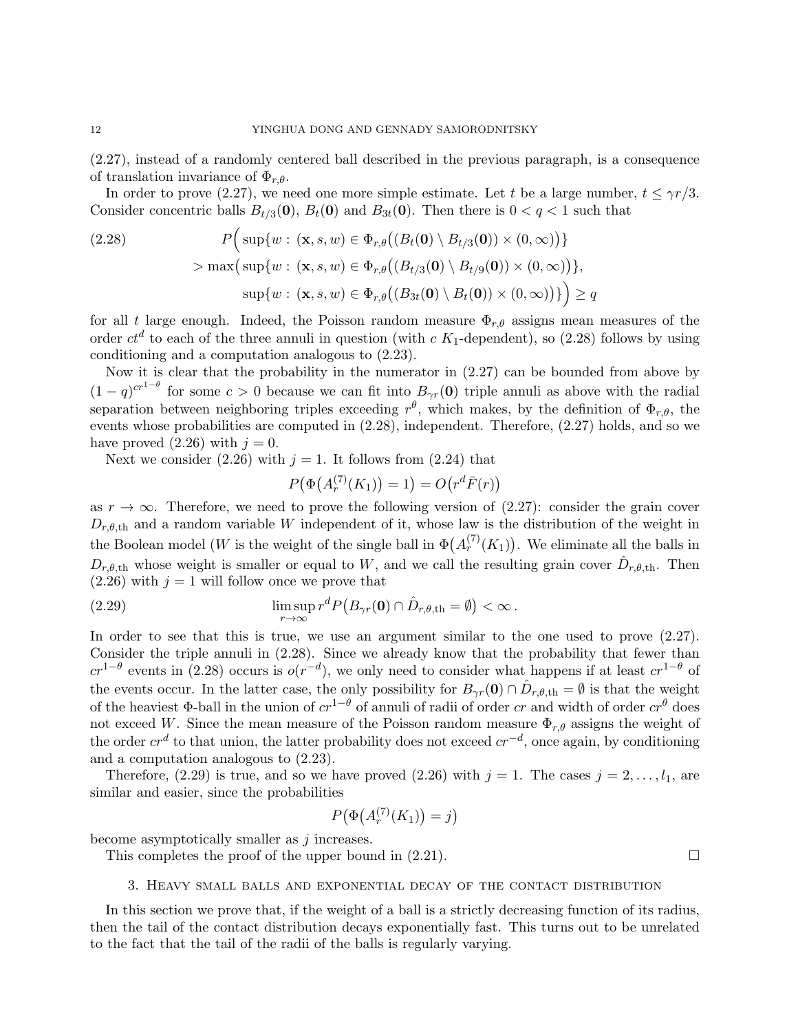(2.27), instead of a randomly centered ball described in the previous paragraph, is a consequence of translation invariance of $\Phi_{r,\theta}$.

In order to prove (2.27), we need one more simple estimate. Let $t$ be a large number, $t \le \gamma r/3$. Consider concentric balls $B_{t/3}(\mathbf{0})$, $B_t(\mathbf{0})$ and $B_{3t}(\mathbf{0})$. Then there is $0 < q < 1$ such that

$$
\begin{aligned}
(2.28) \qquad & P\Big(\sup\{w : (\mathbf{x}, s, w) \in \Phi_{r,\theta}\big((B_t(\mathbf{0}) \setminus B_{t/3}(\mathbf{0})) \times (0,\infty)\big)\} \\
& > \max\big(\sup\{w : (\mathbf{x}, s, w) \in \Phi_{r,\theta}\big((B_{t/3}(\mathbf{0}) \setminus B_{t/9}(\mathbf{0})) \times (0,\infty)\big)\}, \\
& \qquad \sup\{w : (\mathbf{x}, s, w) \in \Phi_{r,\theta}\big((B_{3t}(\mathbf{0}) \setminus B_{t}(\mathbf{0})) \times (0,\infty)\big)\}\big)\Big) \ge q
\end{aligned}
$$

for all $t$ large enough. Indeed, the Poisson random measure $\Phi_{r,\theta}$ assigns mean measures of the order $ct^d$ to each of the three annuli in question (with $c$ $K_1$-dependent), so (2.28) follows by using conditioning and a computation analogous to (2.23).

Now it is clear that the probability in the numerator in (2.27) can be bounded from above by $(1-q)^{cr^{1-\theta}}$ for some $c > 0$ because we can fit into $B_{\gamma r}(\mathbf{0})$ triple annuli as above with the radial separation between neighboring triples exceeding $r^\theta$, which makes, by the definition of $\Phi_{r,\theta}$, the events whose probabilities are computed in (2.28), independent. Therefore, (2.27) holds, and so we have proved (2.26) with $j = 0$.

Next we consider (2.26) with $j = 1$. It follows from (2.24) that

$$
P\big(\Phi\big(A_r^{(7)}(K_1)\big) = 1\big) = O\big(r^d \bar{F}(r)\big)
$$

as $r \to \infty$. Therefore, we need to prove the following version of (2.27): consider the grain cover $D_{r,\theta,\text{th}}$ and a random variable $W$ independent of it, whose law is the distribution of the weight in the Boolean model ($W$ is the weight of the single ball in $\Phi\big(A_r^{(7)}(K_1)\big)$. We eliminate all the balls in $D_{r,\theta,\text{th}}$ whose weight is smaller or equal to $W$, and we call the resulting grain cover $\hat{D}_{r,\theta,\text{th}}$. Then (2.26) with $j = 1$ will follow once we prove that

$$
(2.29) \qquad \limsup_{r\to\infty} r^d P\big(B_{\gamma r}(\mathbf{0}) \cap \hat{D}_{r,\theta,\text{th}} = \emptyset\big) < \infty\,.
$$

In order to see that this is true, we use an argument similar to the one used to prove (2.27). Consider the triple annuli in (2.28). Since we already know that the probability that fewer than $cr^{1-\theta}$ events in (2.28) occurs is $o(r^{-d})$, we only need to consider what happens if at least $cr^{1-\theta}$ of the events occur. In the latter case, the only possibility for $B_{\gamma r}(\mathbf{0}) \cap \hat{D}_{r,\theta,\text{th}} = \emptyset$ is that the weight of the heaviest $\Phi$-ball in the union of $cr^{1-\theta}$ of annuli of radii of order $cr$ and width of order $cr^\theta$ does not exceed $W$. Since the mean measure of the Poisson random measure $\Phi_{r,\theta}$ assigns the weight of the order $cr^d$ to that union, the latter probability does not exceed $cr^{-d}$, once again, by conditioning and a computation analogous to (2.23).

Therefore, (2.29) is true, and so we have proved (2.26) with $j = 1$. The cases $j = 2, \ldots, l_1$, are similar and easier, since the probabilities

$$
P\big(\Phi\big(A_r^{(7)}(K_1)\big) = j\big)
$$

become asymptotically smaller as $j$ increases.

This completes the proof of the upper bound in (2.21). $\square$

## 3. Heavy small balls and exponential decay of the contact distribution

In this section we prove that, if the weight of a ball is a strictly decreasing function of its radius, then the tail of the contact distribution decays exponentially fast. This turns out to be unrelated to the fact that the tail of the radii of the balls is regularly varying.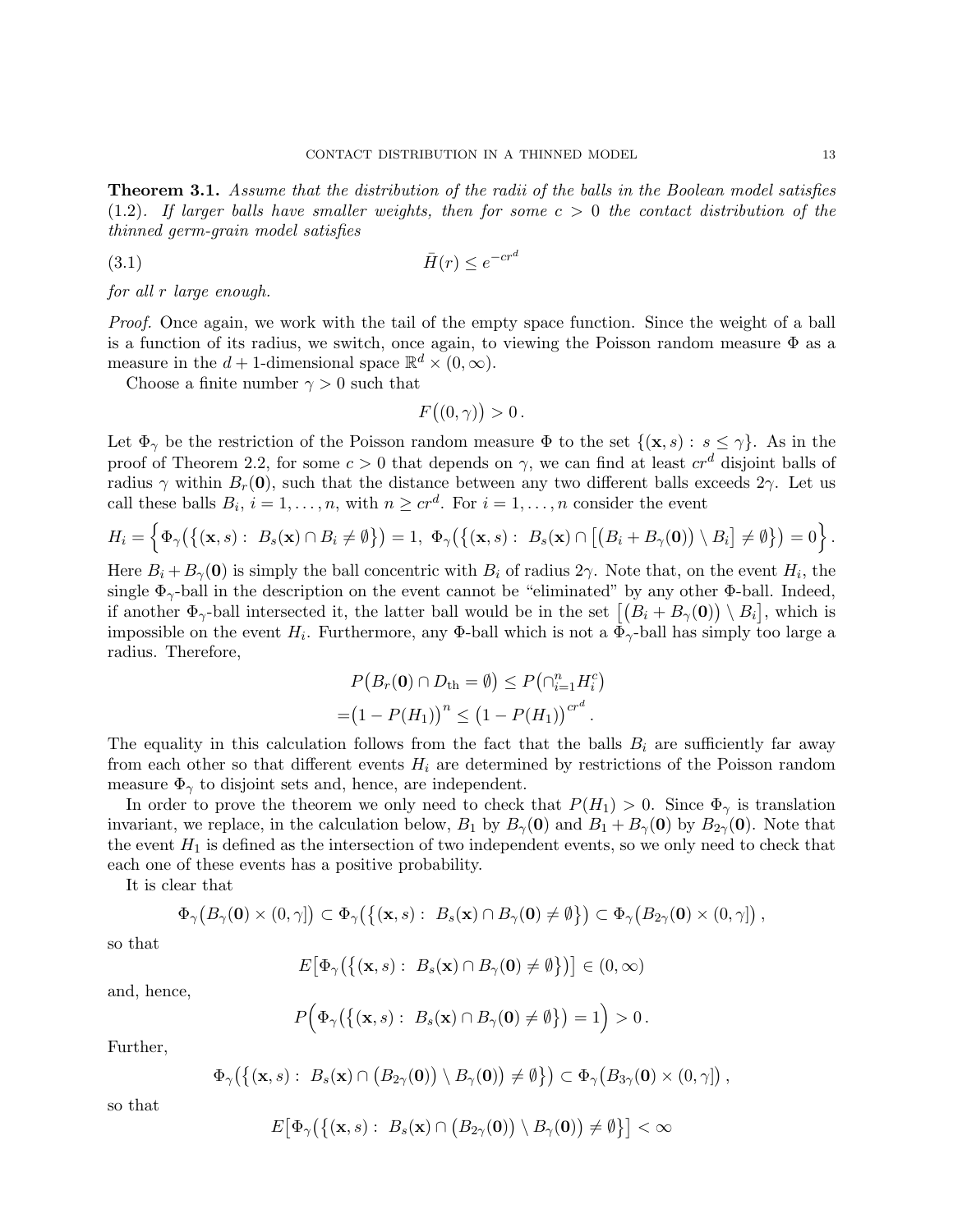**Theorem 3.1.** *Assume that the distribution of the radii of the balls in the Boolean model satisfies (1.2). If larger balls have smaller weights, then for some $c > 0$ the contact distribution of the thinned germ-grain model satisfies*

$$\bar{H}(r) \leq e^{-cr^d} \tag{3.1}$$

*for all $r$ large enough.*

*Proof.* Once again, we work with the tail of the empty space function. Since the weight of a ball is a function of its radius, we switch, once again, to viewing the Poisson random measure $\Phi$ as a measure in the $d+1$-dimensional space $\mathbb{R}^d \times (0, \infty)$.

Choose a finite number $\gamma > 0$ such that

$$F\big((0, \gamma)\big) > 0\,.$$

Let $\Phi_\gamma$ be the restriction of the Poisson random measure $\Phi$ to the set $\{(\mathbf{x}, s) :\ s \leq \gamma\}$. As in the proof of Theorem 2.2, for some $c > 0$ that depends on $\gamma$, we can find at least $cr^d$ disjoint balls of radius $\gamma$ within $B_r(\mathbf{0})$, such that the distance between any two different balls exceeds $2\gamma$. Let us call these balls $B_i$, $i = 1, \ldots, n$, with $n \geq cr^d$. For $i = 1, \ldots, n$ consider the event

$$H_i = \Big\{\Phi_\gamma\big(\big\{(\mathbf{x}, s) :\ B_s(\mathbf{x}) \cap B_i \neq \emptyset\big\}\big) = 1,\ \Phi_\gamma\big(\big\{(\mathbf{x}, s) :\ B_s(\mathbf{x}) \cap \big[\big(B_i + B_\gamma(\mathbf{0})\big) \setminus B_i\big] \neq \emptyset\big\}\big) = 0\Big\}.$$

Here $B_i + B_\gamma(\mathbf{0})$ is simply the ball concentric with $B_i$ of radius $2\gamma$. Note that, on the event $H_i$, the single $\Phi_\gamma$-ball in the description on the event cannot be "eliminated" by any other $\Phi$-ball. Indeed, if another $\Phi_\gamma$-ball intersected it, the latter ball would be in the set $\big[\big(B_i + B_\gamma(\mathbf{0})\big) \setminus B_i\big]$, which is impossible on the event $H_i$. Furthermore, any $\Phi$-ball which is not a $\Phi_\gamma$-ball has simply too large a radius. Therefore,

$$\begin{aligned}
&P\big(B_r(\mathbf{0}) \cap D_{\text{th}} = \emptyset\big) \leq P\big(\cap_{i=1}^n H_i^c\big) \\
=&\big(1 - P(H_1)\big)^n \leq \big(1 - P(H_1)\big)^{cr^d}.
\end{aligned}$$

The equality in this calculation follows from the fact that the balls $B_i$ are sufficiently far away from each other so that different events $H_i$ are determined by restrictions of the Poisson random measure $\Phi_\gamma$ to disjoint sets and, hence, are independent.

In order to prove the theorem we only need to check that $P(H_1) > 0$. Since $\Phi_\gamma$ is translation invariant, we replace, in the calculation below, $B_1$ by $B_\gamma(\mathbf{0})$ and $B_1 + B_\gamma(\mathbf{0})$ by $B_{2\gamma}(\mathbf{0})$. Note that the event $H_1$ is defined as the intersection of two independent events, so we only need to check that each one of these events has a positive probability.

It is clear that

$$\Phi_\gamma\big(B_\gamma(\mathbf{0}) \times (0, \gamma]\big) \subset \Phi_\gamma\big(\big\{(\mathbf{x}, s) :\ B_s(\mathbf{x}) \cap B_\gamma(\mathbf{0}) \neq \emptyset\big\}\big) \subset \Phi_\gamma\big(B_{2\gamma}(\mathbf{0}) \times (0, \gamma]\big)\,,$$

so that

$$E\big[\Phi_\gamma\big(\big\{(\mathbf{x}, s) :\ B_s(\mathbf{x}) \cap B_\gamma(\mathbf{0}) \neq \emptyset\big\}\big)\big] \in (0, \infty)$$

and, hence,

$$P\Big(\Phi_\gamma\big(\big\{(\mathbf{x}, s) :\ B_s(\mathbf{x}) \cap B_\gamma(\mathbf{0}) \neq \emptyset\big\}\big) = 1\Big) > 0\,.$$

Further,

$$\Phi_\gamma\big(\big\{(\mathbf{x}, s) :\ B_s(\mathbf{x}) \cap \big(B_{2\gamma}(\mathbf{0})\big) \setminus B_\gamma(\mathbf{0})\big) \neq \emptyset\big\}\big) \subset \Phi_\gamma\big(B_{3\gamma}(\mathbf{0}) \times (0, \gamma]\big)\,,$$

so that

$$E\big[\Phi_\gamma\big(\big\{(\mathbf{x}, s) :\ B_s(\mathbf{x}) \cap \big(B_{2\gamma}(\mathbf{0})\big) \setminus B_\gamma(\mathbf{0})\big) \neq \emptyset\big\}\big] < \infty$$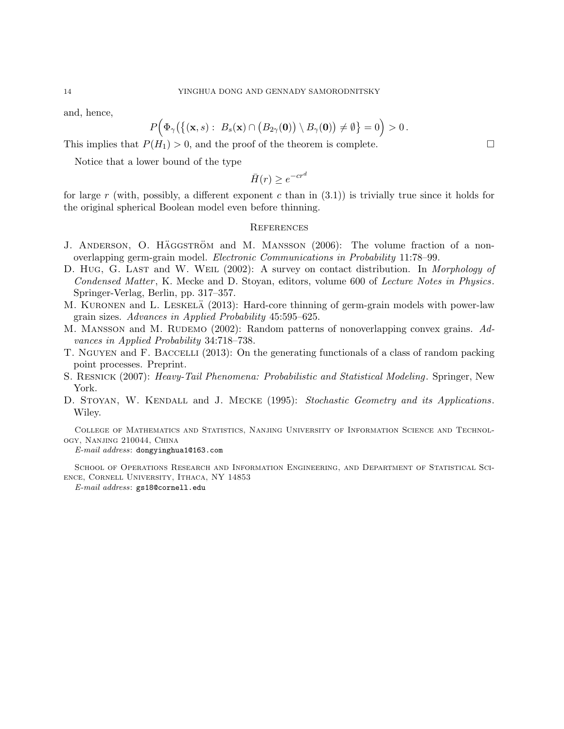and, hence,

$$P\Big(\Phi_\gamma\big(\big\{(\mathbf{x},s):\ B_s(\mathbf{x})\cap\big(B_{2\gamma}(\mathbf{0})\big)\setminus B_\gamma(\mathbf{0})\big)\neq\emptyset\big\}=0\Big)>0\,.$$

This implies that $P(H_1)>0$, and the proof of the theorem is complete. □

Notice that a lower bound of the type

$$\bar{H}(r)\geq e^{-cr^d}$$

for large $r$ (with, possibly, a different exponent $c$ than in (3.1)) is trivially true since it holds for the original spherical Boolean model even before thinning.

## References

J. Anderson, O. Häggström and M. Mansson (2006): The volume fraction of a non-overlapping germ-grain model. *Electronic Communications in Probability* 11:78–99.

D. Hug, G. Last and W. Weil (2002): A survey on contact distribution. In *Morphology of Condensed Matter*, K. Mecke and D. Stoyan, editors, volume 600 of *Lecture Notes in Physics*. Springer-Verlag, Berlin, pp. 317–357.

M. Kuronen and L. Leskelä (2013): Hard-core thinning of germ-grain models with power-law grain sizes. *Advances in Applied Probability* 45:595–625.

M. Mansson and M. Rudemo (2002): Random patterns of nonoverlapping convex grains. *Advances in Applied Probability* 34:718–738.

T. Nguyen and F. Baccelli (2013): On the generating functionals of a class of random packing point processes. Preprint.

S. Resnick (2007): *Heavy-Tail Phenomena: Probabilistic and Statistical Modeling*. Springer, New York.

D. Stoyan, W. Kendall and J. Mecke (1995): *Stochastic Geometry and its Applications*. Wiley.

College of Mathematics and Statistics, Nanjing University of Information Science and Technology, Nanjing 210044, China

*E-mail address*: dongyinghua1@163.com

School of Operations Research and Information Engineering, and Department of Statistical Science, Cornell University, Ithaca, NY 14853

*E-mail address*: gs18@cornell.edu